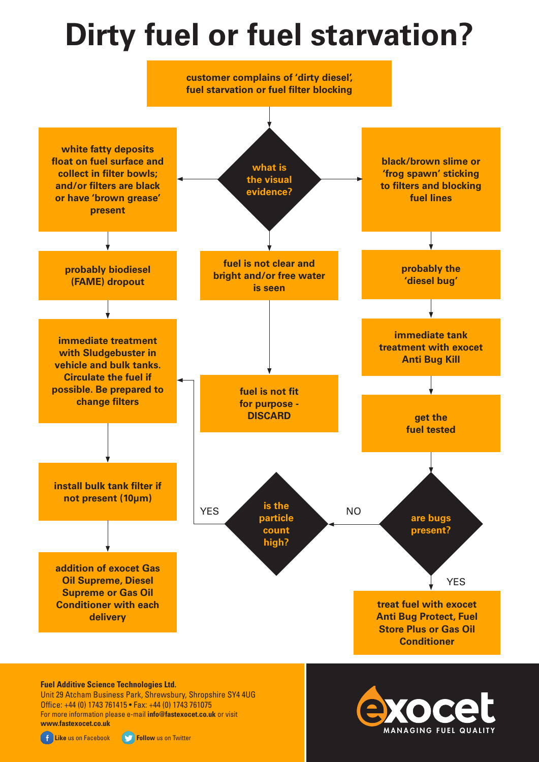# Dirty fuel or fuel starvation?

customer complains of 'dirty diesel', fuel starvation or fuel filter blocking

**what is the visual evidence?**

- white fatty deposits float on fuel surface and collect in filter bowls; and/or filters are black or have 'brown grease' present
  - probably biodiesel (FAME) dropout
  - immediate treatment with Sludgebuster in vehicle and bulk tanks. Circulate the fuel if possible. Be prepared to change filters
  - install bulk tank filter if not present (10µm)
  - addition of exocet Gas Oil Supreme, Diesel Supreme or Gas Oil Conditioner with each delivery

- fuel is not clear and bright and/or free water is seen
  - fuel is not fit for purpose - DISCARD

- black/brown slime or 'frog spawn' sticking to filters and blocking fuel lines
  - probably the 'diesel bug'
  - immediate tank treatment with exocet Anti Bug Kill
  - get the fuel tested
  - **are bugs present?**
    - YES: treat fuel with exocet Anti Bug Protect, Fuel Store Plus or Gas Oil Conditioner
    - NO: **is the particle count high?**
      - YES: immediate treatment with Sludgebuster in vehicle and bulk tanks. Circulate the fuel if possible. Be prepared to change filters

**Fuel Additive Science Technologies Ltd.**
Unit 29 Atcham Business Park, Shrewsbury, Shropshire SY4 4UG
Office: +44 (0) 1743 761415 • Fax: +44 (0) 1743 761075
For more information please e-mail **info@fastexocet.co.uk** or visit **www.fastexocet.co.uk**

**Like** us on Facebook **Follow** us on Twitter

exocet MANAGING FUEL QUALITY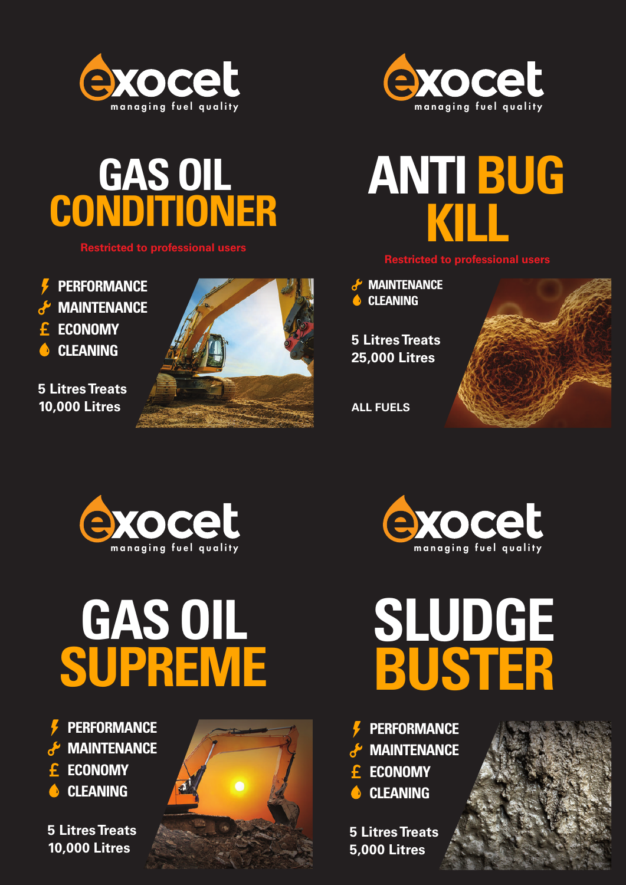exocet
managing fuel quality

# GAS OIL CONDITIONER

Restricted to professional users

- PERFORMANCE
- MAINTENANCE
- ECONOMY
- CLEANING

**5 Litres Treats 10,000 Litres**

exocet
managing fuel quality

# ANTI BUG KILL

Restricted to professional users

- MAINTENANCE
- CLEANING

**5 Litres Treats 25,000 Litres**

**ALL FUELS**

exocet
managing fuel quality

# GAS OIL SUPREME

- PERFORMANCE
- MAINTENANCE
- ECONOMY
- CLEANING

**5 Litres Treats 10,000 Litres**

exocet
managing fuel quality

# SLUDGE BUSTER

- PERFORMANCE
- MAINTENANCE
- ECONOMY
- CLEANING

**5 Litres Treats 5,000 Litres**